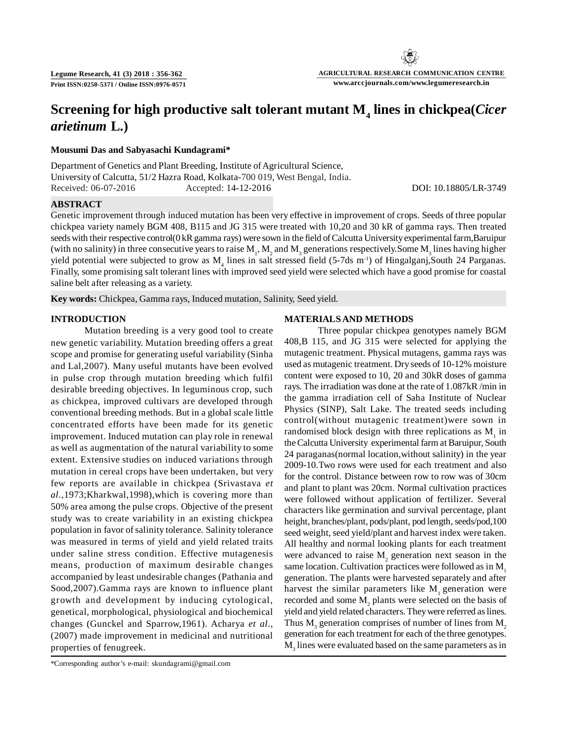# Screening for high productive salt tolerant mutant $M_4$ lines in chickpea(*Cicer arietinum* L.)

**Mousumi Das and Sabyasachi Kundagrami***

Department of Genetics and Plant Breeding, Institute of Agricultural Science,
University of Calcutta, 51/2 Hazra Road, Kolkata-700 019, West Bengal, India.
Received: 06-07-2016 Accepted: 14-12-2016 DOI: 10.18805/LR-3749

## ABSTRACT

Genetic improvement through induced mutation has been very effective in improvement of crops. Seeds of three popular chickpea variety namely BGM 408, B115 and JG 315 were treated with 10,20 and 30 kR of gamma rays. Then treated seeds with their respective control(0 kR gamma rays) were sown in the field of Calcutta University experimental farm,Baruipur (with no salinity) in three consecutive years to raise $M_1$, $M_2$ and $M_3$ generations respectively.Some $M_3$ lines having higher yield potential were subjected to grow as $M_4$ lines in salt stressed field (5-7ds $m^{-1}$) of Hingalganj,South 24 Parganas. Finally, some promising salt tolerant lines with improved seed yield were selected which have a good promise for coastal saline belt after releasing as a variety.

**Key words:** Chickpea, Gamma rays, Induced mutation, Salinity, Seed yield.

## INTRODUCTION

Mutation breeding is a very good tool to create new genetic variability. Mutation breeding offers a great scope and promise for generating useful variability (Sinha and Lal,2007). Many useful mutants have been evolved in pulse crop through mutation breeding which fulfil desirable breeding objectives. In leguminous crop, such as chickpea, improved cultivars are developed through conventional breeding methods. But in a global scale little concentrated efforts have been made for its genetic improvement. Induced mutation can play role in renewal as well as augmentation of the natural variability to some extent. Extensive studies on induced variations through mutation in cereal crops have been undertaken, but very few reports are available in chickpea (Srivastava *et al*.,1973;Kharkwal,1998),which is covering more than 50% area among the pulse crops. Objective of the present study was to create variability in an existing chickpea population in favor of salinity tolerance. Salinity tolerance was measured in terms of yield and yield related traits under saline stress condition. Effective mutagenesis means, production of maximum desirable changes accompanied by least undesirable changes (Pathania and Sood,2007).Gamma rays are known to influence plant growth and development by inducing cytological, genetical, morphological, physiological and biochemical changes (Gunckel and Sparrow,1961). Acharya *et al*., (2007) made improvement in medicinal and nutritional properties of fenugreek.

## MATERIALS AND METHODS

Three popular chickpea genotypes namely BGM 408,B 115, and JG 315 were selected for applying the mutagenic treatment. Physical mutagens, gamma rays was used as mutagenic treatment. Dry seeds of 10-12% moisture content were exposed to 10, 20 and 30kR doses of gamma rays. The irradiation was done at the rate of 1.087kR /min in the gamma irradiation cell of Saha Institute of Nuclear Physics (SINP), Salt Lake. The treated seeds including control(without mutagenic treatment)were sown in randomised block design with three replications as $M_1$ in the Calcutta University experimental farm at Baruipur, South 24 paraganas(normal location,without salinity) in the year 2009-10.Two rows were used for each treatment and also for the control. Distance between row to row was of 30cm and plant to plant was 20cm. Normal cultivation practices were followed without application of fertilizer. Several characters like germination and survival percentage, plant height, branches/plant, pods/plant, pod length, seeds/pod,100 seed weight, seed yield/plant and harvest index were taken. All healthy and normal looking plants for each treatment were advanced to raise $M_2$ generation next season in the same location. Cultivation practices were followed as in $M_1$ generation. The plants were harvested separately and after harvest the similar parameters like $M_1$ generation were recorded and some $M_2$ plants were selected on the basis of yield and yield related characters. They were referred as lines. Thus $M_3$ generation comprises of number of lines from $M_2$ generation for each treatment for each of the three genotypes. $M_3$ lines were evaluated based on the same parameters as in

*Corresponding author's e-mail: skundagrami@gmail.com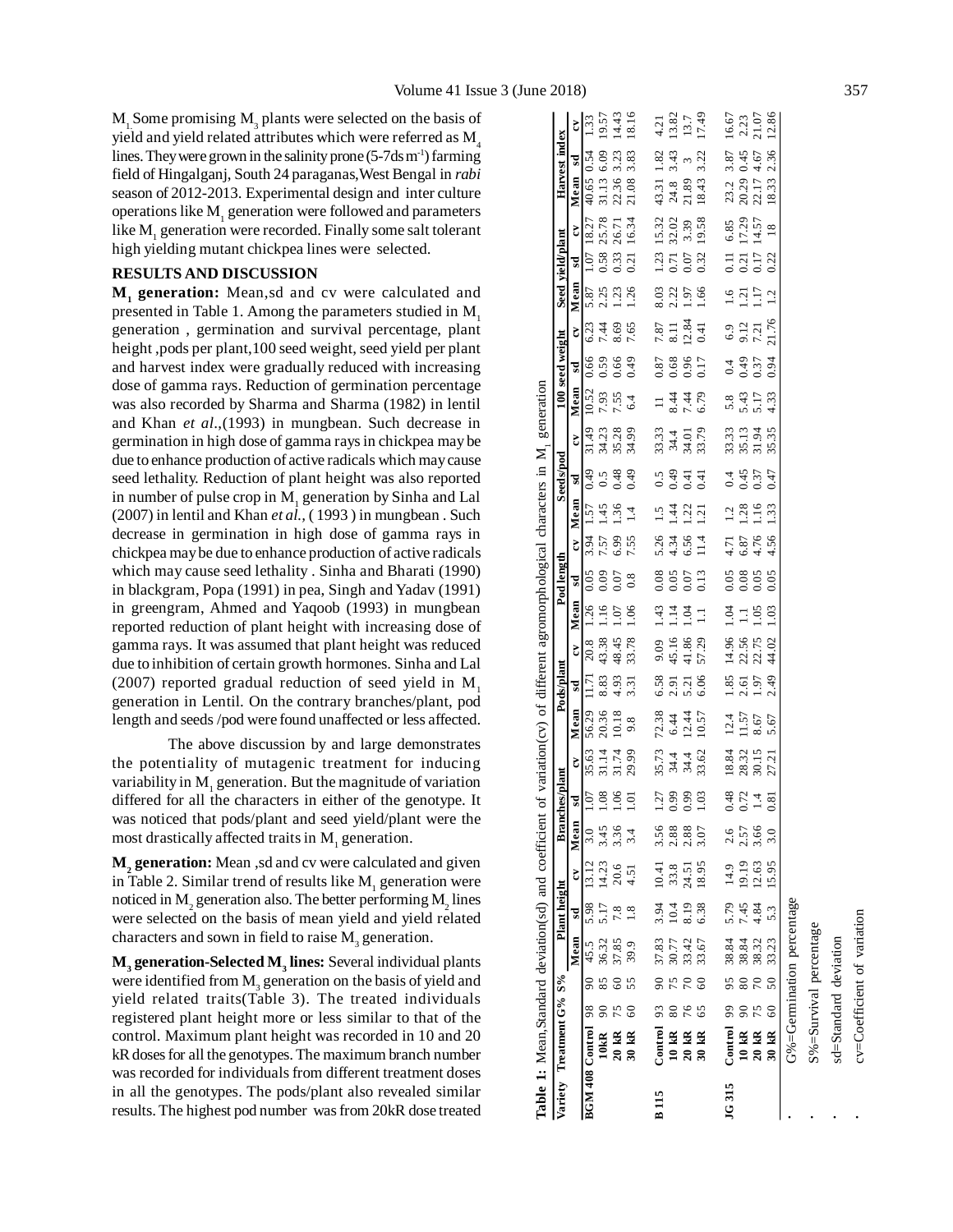$M_1$ Some promising $M_3$ plants were selected on the basis of yield and yield related attributes which were referred as $M_4$ lines. They were grown in the salinity prone (5-7ds $m^{-1}$) farming field of Hingalganj, South 24 paraganas, West Bengal in *rabi* season of 2012-2013. Experimental design and inter culture operations like $M_1$ generation were followed and parameters like $M_1$ generation were recorded. Finally some salt tolerant high yielding mutant chickpea lines were selected.

## RESULTS AND DISCUSSION

**$M_1$ generation:** Mean,sd and cv were calculated and presented in Table 1. Among the parameters studied in $M_1$ generation , germination and survival percentage, plant height ,pods per plant,100 seed weight, seed yield per plant and harvest index were gradually reduced with increasing dose of gamma rays. Reduction of germination percentage was also recorded by Sharma and Sharma (1982) in lentil and Khan *et al*.,(1993) in mungbean. Such decrease in germination in high dose of gamma rays in chickpea may be due to enhance production of active radicals which may cause seed lethality. Reduction of plant height was also reported in number of pulse crop in $M_1$ generation by Sinha and Lal (2007) in lentil and Khan *et al.*, ( 1993 ) in mungbean . Such decrease in germination in high dose of gamma rays in chickpea may be due to enhance production of active radicals which may cause seed lethality . Sinha and Bharati (1990) in blackgram, Popa (1991) in pea, Singh and Yadav (1991) in greengram, Ahmed and Yaqoob (1993) in mungbean reported reduction of plant height with increasing dose of gamma rays. It was assumed that plant height was reduced due to inhibition of certain growth hormones. Sinha and Lal (2007) reported gradual reduction of seed yield in $M_1$ generation in Lentil. On the contrary branches/plant, pod length and seeds /pod were found unaffected or less affected.

The above discussion by and large demonstrates the potentiality of mutagenic treatment for inducing variability in $M_1$ generation. But the magnitude of variation differed for all the characters in either of the genotype. It was noticed that pods/plant and seed yield/plant were the most drastically affected traits in $M_1$ generation.

**$M_2$ generation:** Mean ,sd and cv were calculated and given in Table 2. Similar trend of results like $M_1$ generation were noticed in $M_2$ generation also. The better performing $M_2$ lines were selected on the basis of mean yield and yield related characters and sown in field to raise $M_3$ generation.

**$M_3$ generation-Selected $M_3$ lines:** Several individual plants were identified from $M_3$ generation on the basis of yield and yield related traits(Table 3). The treated individuals registered plant height more or less similar to that of the control. Maximum plant height was recorded in 10 and 20 kR doses for all the genotypes. The maximum branch number was recorded for individuals from different treatment doses in all the genotypes. The pods/plant also revealed similar results. The highest pod number was from 20kR dose treated

**Table 1:** Mean,Standard deviation(sd) and coefficient of variation(cv) of different agromorphological characters in $M_1$ generation

| Variety | Treatment | G% | S% | Plant height | | | Branches/plant | | | Pods/plant | | | Pod length | | | Seeds/pod | | | 100 seed weight | | | Seed yield/plant | | | Harvest index | | |
|---|---|---|---|---|---|---|---|---|---|---|---|---|---|---|---|---|---|---|---|---|---|---|---|---|---|---|---|
| | | | | Mean | sd | cv | Mean | sd | cv | Mean | sd | cv | Mean | sd | cv | Mean | sd | cv | Mean | sd | cv | Mean | sd | cv | Mean | sd | cv |
| BGM 408 | Control | 98 | 90 | 45.5 | 5.98 | 13.12 | 3.0 | 1.07 | 35.63 | 56.29 | 11.71 | 20.8 | 1.26 | 0.05 | 3.94 | 1.57 | 0.49 | 31.49 | 10.52 | 0.66 | 6.23 | 5.87 | 1.07 | 18.27 | 40.65 | 0.54 | 1.33 |
| | 10kR | 90 | 85 | 36.32 | 5.17 | 14.23 | 3.45 | 1.08 | 31.14 | 20.36 | 8.83 | 43.38 | 1.16 | 0.09 | 7.57 | 1.45 | 0.5 | 34.23 | 7.93 | 0.59 | 7.44 | 2.25 | 0.58 | 25.78 | 31.13 | 6.09 | 19.57 |
| | 20 kR | 75 | 60 | 37.85 | 7.8 | 20.6 | 3.36 | 1.06 | 31.74 | 10.18 | 4.93 | 48.45 | 1.07 | 0.07 | 6.99 | 1.36 | 0.48 | 35.28 | 7.55 | 0.66 | 8.69 | 1.23 | 0.33 | 26.71 | 22.36 | 3.23 | 14.43 |
| | 30 kR | 60 | 55 | 39.9 | 1.8 | 4.51 | 3.4 | 1.01 | 29.99 | 9.8 | 3.31 | 33.78 | 1.06 | 0.8 | 7.55 | 1.4 | 0.49 | 34.99 | 6.4 | 0.49 | 7.65 | 1.26 | 0.21 | 16.34 | 21.08 | 3.83 | 18.16 |
| B 115 | Control | 93 | 90 | 37.83 | 3.94 | 10.41 | 3.56 | 1.27 | 35.73 | 72.38 | 6.58 | 9.09 | 1.43 | 0.08 | 5.26 | 1.5 | 0.5 | 33.33 | 11 | 0.87 | 7.87 | 8.03 | 1.23 | 15.32 | 43.31 | 1.82 | 4.21 |
| | 10 kR | 80 | 75 | 30.77 | 10.4 | 33.8 | 2.88 | 0.99 | 34.4 | 6.44 | 2.91 | 45.16 | 1.14 | 0.05 | 4.34 | 1.44 | 0.49 | 34.4 | 8.44 | 0.68 | 8.11 | 2.22 | 0.71 | 32.02 | 24.8 | 3.43 | 13.82 |
| | 20 kR | 76 | 70 | 33.42 | 8.19 | 24.51 | 2.88 | 0.99 | 34.4 | 12.44 | 5.21 | 41.86 | 1.04 | 0.07 | 6.56 | 1.22 | 0.41 | 34.01 | 7.44 | 0.96 | 12.84 | 1.97 | 0.07 | 3.39 | 21.89 | 3 | 13.7 |
| | 30 kR | 65 | 60 | 33.67 | 6.38 | 18.95 | 3.07 | 1.03 | 33.62 | 10.57 | 6.06 | 57.29 | 1.1 | 0.13 | 11.4 | 1.21 | 0.41 | 33.79 | 6.79 | 0.17 | 0.41 | 1.66 | 0.32 | 19.58 | 18.43 | 3.22 | 17.49 |
| JG 315 | Control | 99 | 95 | 38.84 | 5.79 | 14.9 | 2.6 | 0.48 | 18.84 | 12.4 | 1.85 | 14.96 | 1.04 | 0.05 | 4.71 | 1.2 | 0.4 | 33.33 | 5.8 | 0.4 | 6.9 | 1.6 | 0.11 | 6.85 | 23.2 | 3.87 | 16.67 |
| | 10 kR | 90 | 80 | 38.84 | 7.45 | 19.19 | 2.57 | 0.72 | 28.32 | 11.57 | 2.61 | 22.56 | 1.1 | 0.08 | 6.87 | 1.28 | 0.45 | 35.13 | 5.43 | 0.49 | 9.12 | 1.21 | 0.21 | 17.29 | 20.29 | 0.45 | 2.23 |
| | 20 kR | 75 | 70 | 38.32 | 4.84 | 12.63 | 3.66 | 1.4 | 30.15 | 8.67 | 1.97 | 22.75 | 1.05 | 0.05 | 4.76 | 1.16 | 0.37 | 31.94 | 5.17 | 0.37 | 7.21 | 1.17 | 0.17 | 14.57 | 22.17 | 4.67 | 21.07 |
| | 30 kR | 60 | 50 | 33.23 | 5.3 | 15.95 | 3.0 | 0.81 | 27.21 | 5.67 | 2.49 | 44.02 | 1.03 | 0.05 | 4.56 | 1.33 | 0.47 | 35.35 | 4.33 | 0.94 | 21.76 | 1.2 | 0.22 | 18 | 18.33 | 2.36 | 12.86 |

- G%=Germination percentage
- S%=Survival percentage
- sd=Standard deviation
- cv=Coefficient of variation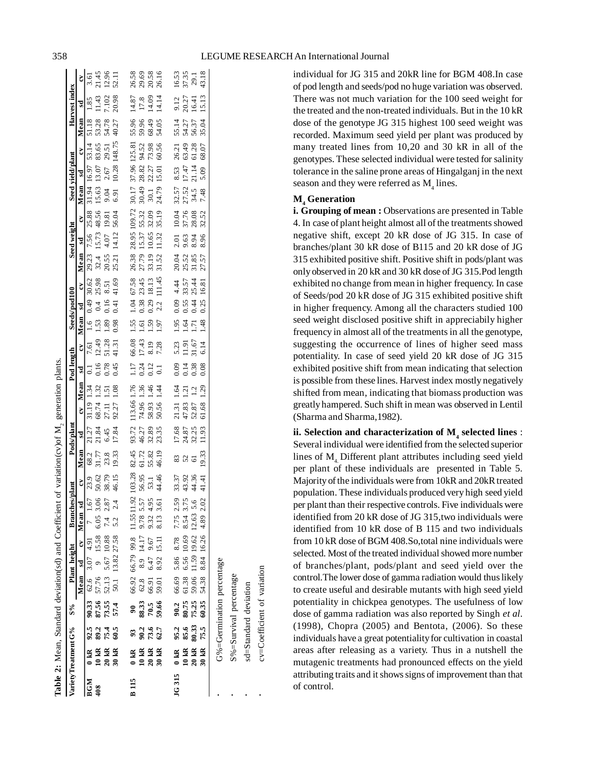**Table 2:** Mean, Standard deviation(sd) and Coefficient of variation(cv)of $M_2$ generation plants.

| Variety | Treatment | G% | S% | Plant height | | | Branches/plant | | | Pods/plant | | | Pod length | | | Seeds/pod | | | 100 Seed weight | | | Seed yield/plant | | | Harvest index | | |
|---|---|---|---|---|---|---|---|---|---|---|---|---|---|---|---|---|---|---|---|---|---|---|---|---|---|---|---|
| | | | | Mean | sd | cv | Mean | sd | cv | Mean | sd | cv | Mean | sd | cv | Mean | sd | cv | Mean | sd | cv | Mean | sd | cv | Mean | sd | cv |
| BGM 408 | 0 kR | 92.5 | 90.33 | 62.6 | 3.07 | 4.91 | 7 | 1.67 | 23.9 | 68.2 | 21.27 | 31.19 | 1.34 | 0.1 | 7.61 | 1.6 | 0.49 | 30.62 | 29.23 | 7.56 | 25.88 | 31.94 | 16.97 | 53.14 | 51.18 | 1.85 | 3.61 |
| | 10 kR | 89.2 | 87.56 | 57.76 | 9 | 15.58 | 6.05 | 3.06 | 50.62 | 31.77 | 21.84 | 68.74 | 1.32 | 0.16 | 12.49 | 1.53 | 0.4 | 25.98 | 32.4 | 15.73 | 48.56 | 15.63 | 13.07 | 83.65 | 53.28 | 11.43 | 21.45 |
| | 20 kR | 75.4 | 73.55 | 52.13 | 5.67 | 10.88 | 7.4 | 2.87 | 38.79 | 23.8 | 6.45 | 27.11 | 1.51 | 0.78 | 51.28 | 1.89 | 0.16 | 8.51 | 20.55 | 4.07 | 19.81 | 9.04 | 2.67 | 29.51 | 54.78 | 7.102 | 12.96 |
| | 30 kR | 60.5 | 57.4 | 50.1 | 13.82 | 27.58 | 5.2 | 2.4 | 46.15 | 19.33 | 17.84 | 92.27 | 1.08 | 0.45 | 41.31 | 0.98 | 0.41 | 41.69 | 25.21 | 14.12 | 56.04 | 6.91 | 10.28 | 148.75 | 40.27 | 20.98 | 52.11 |
| B 115 | 0 kR | 93 | 90 | 66.92 | 66.79 | 99.8 | 11.55 | 11.92 | 103.28 | 82.45 | 93.72 | 113.66 | 1.76 | 1.17 | 66.08 | 1.55 | 1.04 | 67.58 | 26.38 | 28.95 | 109.72 | 30.17 | 37.96 | 125.81 | 55.96 | 14.87 | 26.58 |
| | 10 kR | 90.2 | 88.33 | 62.8 | 8.9 | 14.17 | 9.78 | 5.57 | 56.95 | 61.72 | 46.27 | 74.96 | 1.36 | 0.24 | 17.43 | 1.61 | 0.38 | 23.45 | 27.79 | 15.37 | 55.32 | 30.49 | 28.82 | 94.52 | 59.96 | 17.8 | 29.69 |
| | 20 kR | 73.6 | 70.5 | 66.91 | 6.47 | 9.67 | 9.32 | 4.95 | 53.1 | 55.82 | 32.89 | 58.93 | 1.46 | 0.12 | 8.19 | 1.59 | 0.29 | 18.13 | 33.19 | 10.65 | 32.09 | 30.1 | 22.27 | 73.98 | 68.49 | 14.09 | 20.58 |
| | 30 kR | 62.7 | 59.66 | 59.01 | 8.92 | 15.11 | 8.13 | 3.61 | 44.46 | 46.19 | 23.35 | 50.56 | 1.44 | 0.1 | 7.28 | 1.97 | 2.2 | 111.45 | 31.52 | 11.32 | 35.19 | 24.79 | 15.01 | 60.56 | 54.05 | 14.14 | 26.16 |
| JG 315 | 0 kR | 95.2 | 90.2 | 66.69 | 5.86 | 8.78 | 7.75 | 2.59 | 33.37 | 83 | 17.68 | 21.31 | 1.64 | 0.09 | 5.23 | 1.95 | 0.09 | 4.44 | 20.04 | 2.01 | 10.04 | 32.57 | 8.53 | 26.21 | 55.14 | 9.12 | 16.53 |
| | 10 kR | 85.6 | 80.75 | 61.38 | 6.56 | 10.69 | 8.54 | 3.75 | 43.92 | 52 | 24.87 | 47.83 | 1.21 | 0.14 | 11.91 | 1.64 | 0.55 | 33.57 | 25.52 | 9.63 | 37.76 | 27.52 | 17.47 | 63.49 | 54.27 | 20.27 | 37.35 |
| | 20 kR | 80.33 | 75.25 | 59.06 | 11.59 | 19.62 | 12.63 | 5.6 | 44.36 | 61 | 32.25 | 52.87 | 1.2 | 0.38 | 31.67 | 1.71 | 0.44 | 25.44 | 31.85 | 8.94 | 28.08 | 34.5 | 21.14 | 61.28 | 56.37 | 16.41 | 29.1 |
| | 30 kR | 75.5 | 60.35 | 54.38 | 8.84 | 16.26 | 4.89 | 2.02 | 41.41 | 19.33 | 11.93 | 61.68 | 1.29 | 0.08 | 6.14 | 1.48 | 0.25 | 16.81 | 27.57 | 8.96 | 32.52 | 7.48 | 5.09 | 68.07 | 35.04 | 15.13 | 43.18 |

- G%=Germination percentage
- S%=Survival percentage
- sd=Standard deviation
- cv=Coefficient of variation

individual for JG 315 and 20kR line for BGM 408.In case of pod length and seeds/pod no huge variation was observed. There was not much variation for the 100 seed weight for the treated and the non-treated individuals. But in the 10 kR dose of the genotype JG 315 highest 100 seed weight was recorded. Maximum seed yield per plant was produced by many treated lines from 10,20 and 30 kR in all of the genotypes. These selected individual were tested for salinity tolerance in the saline prone areas of Hingalganj in the next season and they were referred as $M_4$ lines.

### $M_4$ Generation

**i. Grouping of mean :** Observations are presented in Table 4. In case of plant height almost all of the treatments showed negative shift, except 20 kR dose of JG 315. In case of branches/plant 30 kR dose of B115 and 20 kR dose of JG 315 exhibited positive shift. Positive shift in pods/plant was only observed in 20 kR and 30 kR dose of JG 315.Pod length exhibited no change from mean in higher frequency. In case of Seeds/pod 20 kR dose of JG 315 exhibited positive shift in higher frequency. Among all the characters studied 100 seed weight disclosed positive shift in appreciably higher frequency in almost all of the treatments in all the genotype, suggesting the occurrence of lines of higher seed mass potentiality. In case of seed yield 20 kR dose of JG 315 exhibited positive shift from mean indicating that selection is possible from these lines. Harvest index mostly negatively shifted from mean, indicating that biomass production was greatly hampered. Such shift in mean was observed in Lentil (Sharma and Sharma,1982).

**ii. Selection and characterization of $M_4$ selected lines** : Several individual were identified from the selected superior lines of $M_4$. Different plant attributes including seed yield per plant of these individuals are presented in Table 5. Majority of the individuals were from 10kR and 20kR treated population. These individuals produced very high seed yield per plant than their respective controls. Five individuals were identified from 20 kR dose of JG 315,two individuals were identified from 10 kR dose of B 115 and two individuals from 10 kR dose of BGM 408.So,total nine individuals were selected. Most of the treated individual showed more number of branches/plant, pods/plant and seed yield over the control.The lower dose of gamma radiation would thus likely to create useful and desirable mutants with high seed yield potentiality in chickpea genotypes. The usefulness of low dose of gamma radiation was also reported by Singh *et al.* (1998), Chopra (2005) and Bentota, (2006). So these individuals have a great potentiality for cultivation in coastal areas after releasing as a variety. Thus in a nutshell the mutagenic treatments had pronounced effects on the yield attributing traits and it shows signs of improvement than that of control.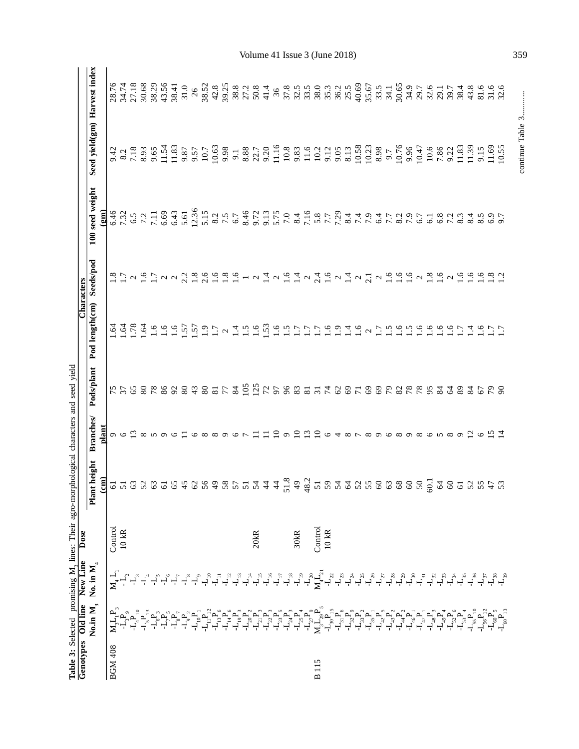**Table 3:** Selected promising $M_3$ lines: Their agro-morphological characters and seed yield

| Genotypes | Old line No.in $M_3$ | New Line No. in $M_4$ | Dose | Characters | | | | | | | |
|---|---|---|---|---|---|---|---|---|---|---|---|
| | | | | Plant height (cm) | Branches/ plant | Pods/plant | Pod length(cm) | Seeds/pod | 100 seed weight (gm) | Seed yield(gm) | Harvest index |
| BGM 408 | $M_3L_1P_3$ | $M_4L_1$ | Control | 61 | 9 | 75 | 1.64 | 1.8 | 6.46 | 9.42 | 28.76 |
| | $-L_3P_9$ | $-L_2$ | 10 kR | 51 | 6 | 37 | 1.64 | 1.7 | 7.32 | 8.2 | 34.74 |
| | $-L_4P_{10}$ | $-L_3$ | | 63 | 13 | 65 | 1.78 | 2 | 6.5 | 7.18 | 27.18 |
| | $-L_5P_{13}$ | $-L_4$ | | 52 | 8 | 80 | 1.64 | 1.6 | 7.2 | 8.93 | 30.68 |
| | $-L_6P_3$ | $-L_5$ | | 63 | 5 | 78 | 1.6 | 1.7 | 7.11 | 9.65 | 38.29 |
| | $-L_7P_5$ | $-L_6$ | | 61 | 9 | 86 | 1.6 | 2 | 6.69 | 11.54 | 43.56 |
| | $-L_8P_7$ | $-L_7$ | | 65 | 6 | 92 | 1.6 | 2 | 6.43 | 11.83 | 38.41 |
| | $-L_9P_2$ | $-L_8$ | | 45 | 11 | 80 | 1.57 | 2.2 | 5.61 | 9.87 | 31.0 |
| | $-L_{10}P_1$ | $-L_9$ | | 62 | 6 | 43 | 1.57 | 1.8 | 12.36 | 9.57 | 26 |
| | $-L_{11}P_{12}$ | $-L_{10}$ | | 56 | 8 | 80 | 1.9 | 2.6 | 5.15 | 10.7 | 38.52 |
| | $-L_{13}P_6$ | $-L_{11}$ | | 49 | 8 | 81 | 1.7 | 1.6 | 8.2 | 10.63 | 42.8 |
| | $-L_{14}P_6$ | $-L_{12}$ | | 58 | 9 | 77 | 2 | 1.8 | 7.5 | 9.98 | 39.25 |
| | $-L_{19}P_3$ | $-L_{13}$ | | 57 | 6 | 84 | 1.4 | 1.6 | 6.7 | 9.1 | 38.8 |
| | $-L_{20}P_2$ | $-L_{14}$ | | 51 | 7 | 105 | 1.5 | 1 | 8.46 | 8.88 | 27.2 |
| | $-L_{21}P_3$ | $-L_{15}$ | 20kR | 54 | 11 | 125 | 1.6 | 2 | 9.72 | 22.7 | 50.8 |
| | $-L_{22}P_3$ | $-L_{16}$ | | 44 | 11 | 72 | 1.53 | 1.4 | 9.13 | 9.20 | 41.4 |
| | $-L_{23}P_5$ | $-L_{17}$ | | 44 | 10 | 97 | 1.6 | 2 | 5.75 | 11.16 | 36 |
| | $-L_{24}P_3$ | $-L_{18}$ | | 51.8 | 9 | 96 | 1.5 | 1.6 | 7.0 | 10.8 | 37.8 |
| | $-L_{25}P_4$ | $-L_{19}$ | 30kR | 49 | 10 | 83 | 1.7 | 1.4 | 8.4 | 9.83 | 32.5 |
| | $-L_{27}P_9$ | $-L_{20}$ | | 48.2 | 13 | 81 | 1.7 | 2 | 7.16 | 11.6 | 33.5 |
| B 115 | $M_3L_{29}P_5$ | $M_4L_{21}$ | Control | 51 | 10 | 31 | 1.7 | 2.4 | 5.8 | 10.2 | 38.0 |
| | $-L_{30}P_{15}$ | $-L_{22}$ | 10 kR | 59 | 6 | 74 | 1.6 | 1.6 | 7.7 | 9.12 | 35.3 |
| | $-L_{31}P_6$ | $-L_{23}$ | | 54 | 4 | 62 | 1.9 | 2 | 7.29 | 9.05 | 36.2 |
| | $-L_{32}P_9$ | $-L_{24}$ | | 64 | 8 | 69 | 1.4 | 1.4 | 8.4 | 8.13 | 25.5 |
| | $-L_{33}P_2$ | $-L_{25}$ | | 52 | 7 | 71 | 1.6 | 2 | 7.4 | 10.58 | 40.69 |
| | $-L_{35}P_1$ | $-L_{26}$ | | 55 | 8 | 69 | 2 | 2.1 | 7.9 | 10.23 | 35.67 |
| | $-L_{42}P_5$ | $-L_{27}$ | | 60 | 9 | 69 | 1.7 | 2 | 6.4 | 8.98 | 33.5 |
| | $-L_{43}P_2$ | $-L_{28}$ | | 63 | 6 | 79 | 1.5 | 1.6 | 7.7 | 9.7 | 34.1 |
| | $-L_{44}P_2$ | $-L_{29}$ | | 68 | 8 | 82 | 1.6 | 1.6 | 8.2 | 10.76 | 30.65 |
| | $-L_{46}P_1$ | $-L_{30}$ | | 60 | 9 | 78 | 1.5 | 1.6 | 7.9 | 9.96 | 34.9 |
| | $-L_{47}P_1$ | $-L_{31}$ | | 50 | 8 | 78 | 1.6 | 2 | 6.7 | 10.47 | 29.7 |
| | $-L_{48}P_3$ | $-L_{32}$ | | 60.1 | 6 | 95 | 1.6 | 1.8 | 6.1 | 10.6 | 32.6 |
| | $-L_{49}P_4$ | $-L_{33}$ | | 64 | 5 | 84 | 1.6 | 1.6 | 6.8 | 7.86 | 29.1 |
| | $-L_{52}P_6$ | $-L_{34}$ | | 60 | 8 | 64 | 1.6 | 2 | 7.2 | 9.22 | 39.7 |
| | $-L_{53}P_4$ | $-L_{35}$ | | 61 | 9 | 89 | 1.7 | 1.6 | 8.3 | 11.83 | 38.4 |
| | $-L_{55}P_{10}$ | $-L_{36}$ | | 52 | 12 | 84 | 1.4 | 1.6 | 8.4 | 11.39 | 43.8 |
| | $-L_{56}P_{12}$ | $-L_{37}$ | | 55 | 6 | 67 | 1.6 | 1.6 | 8.5 | 9.15 | 81.6 |
| | $-L_{60}P_5$ | $-L_{38}$ | | 47 | 15 | 79 | 1.7 | 1.8 | 6.9 | 11.69 | 31.6 |
| | $-L_{60}P_{13}$ | $-L_{39}$ | | 53 | 14 | 90 | 1.7 | 1.2 | 9.7 | 10.55 | 32.6 |

continue Table 3...........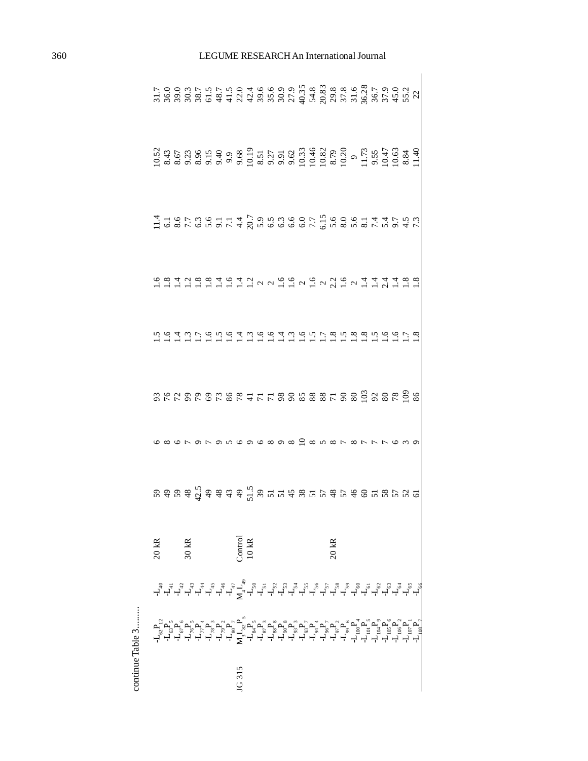continue Table 3........

| | | | | | | | | | | | |
|---|---|---|---|---|---|---|---|---|---|---|---|
| | $-L_{62}P_{12}$ | $-L_{40}$ | 20 kR | 59 | 6 | 93 | 1.5 | 1.6 | 11.4 | 10.52 | 31.7 |
| | $-L_{63}P_{5}$ | $-L_{41}$ | | 49 | 8 | 76 | 1.6 | 1.8 | 6.1 | 8.43 | 36.0 |
| | $-L_{67}P_{6}$ | $-L_{42}$ | | 59 | 6 | 72 | 1.4 | 1.4 | 8.6 | 8.67 | 39.0 |
| | $-L_{76}P_{5}$ | $-L_{43}$ | 30 kR | 48 | 7 | 99 | 1.3 | 1.2 | 7.7 | 9.23 | 30.3 |
| | $-L_{77}P_{4}$ | $-L_{44}$ | | 42.5 | 9 | 79 | 1.7 | 1.8 | 6.3 | 8.96 | 38.7 |
| | $-L_{78}P_{3}$ | $-L_{45}$ | | 49 | 7 | 69 | 1.6 | 1.8 | 5.6 | 9.15 | 61.5 |
| | $-L_{79}P_{2}$ | $-L_{46}$ | | 48 | 9 | 73 | 1.5 | 1.4 | 9.1 | 9.40 | 48.7 |
| | $-L_{80}P_{7}$ | $-L_{47}$ | | 43 | 5 | 86 | 1.6 | 1.6 | 7.1 | 9.9 | 41.5 |
| JG 315 | $M_{3}L_{82}P_{5}$ | $M_{4}L_{49}$ | Control | 49 | 6 | 78 | 1.4 | 1.4 | 4.4 | 9.68 | 22.0 |
| | $-L_{84}P_{5}$ | $-L_{50}$ | 10 kR | 51.5 | 9 | 41 | 1.3 | 1.2 | 20.7 | 10.19 | 42.4 |
| | $-L_{87}P_{3}$ | $-L_{51}$ | | 39 | 6 | 71 | 1.6 | 2 | 5.9 | 8.51 | 39.6 |
| | $-L_{88}P_{8}$ | $-L_{52}$ | | 51 | 8 | 71 | 1.6 | 2 | 6.5 | 9.27 | 35.6 |
| | $-L_{90}P_{8}$ | $-L_{53}$ | | 51 | 9 | 98 | 1.4 | 1.6 | 6.3 | 9.91 | 30.9 |
| | $-L_{93}P_{3}$ | $-L_{54}$ | | 45 | 8 | 90 | 1.3 | 1.6 | 6.6 | 9.62 | 27.9 |
| | $-L_{93}P_{7}$ | $-L_{55}$ | | 38 | 10 | 85 | 1.6 | 2 | 6.0 | 10.33 | 40.35 |
| | $-L_{94}P_{4}$ | $-L_{56}$ | | 51 | 8 | 88 | 1.5 | 1.6 | 7.7 | 10.46 | 54.8 |
| | $-L_{96}P_{7}$ | $-L_{57}$ | | 57 | 5 | 88 | 1.7 | 2 | 6.15 | 10.82 | 20.83 |
| | $-L_{97}P_{2}$ | $-L_{58}$ | 20 kR | 48 | 8 | 71 | 1.8 | 2.2 | 5.6 | 8.79 | 29.8 |
| | $-L_{99}P_{6}$ | $-L_{59}$ | | 57 | 7 | 90 | 1.5 | 1.6 | 8.0 | 10.20 | 37.8 |
| | $-L_{100}P_{4}$ | $-L_{60}$ | | 46 | 8 | 80 | 1.8 | 2 | 5.6 | 9 | 31.6 |
| | $-L_{101}P_{5}$ | $-L_{61}$ | | 60 | 7 | 103 | 1.8 | 1.4 | 8.1 | 11.73 | 36.28 |
| | $-L_{104}P_{9}$ | $-L_{62}$ | | 51 | 7 | 92 | 1.5 | 1.4 | 7.4 | 9.55 | 36.7 |
| | $-L_{105}P_{6}$ | $-L_{63}$ | | 58 | 7 | 80 | 1.6 | 2.4 | 5.4 | 10.47 | 37.9 |
| | $-L_{106}P_{2}$ | $-L_{64}$ | | 57 | 6 | 78 | 1.6 | 1.4 | 9.7 | 10.63 | 45.0 |
| | $-L_{107}P_{1}$ | $-L_{65}$ | | 52 | 3 | 109 | 1.7 | 1.8 | 4.5 | 8.84 | 55.2 |
| | $-L_{108}P_{7}$ | $-L_{66}$ | | 61 | 9 | 86 | 1.8 | 1.8 | 7.3 | 11.40 | 22 |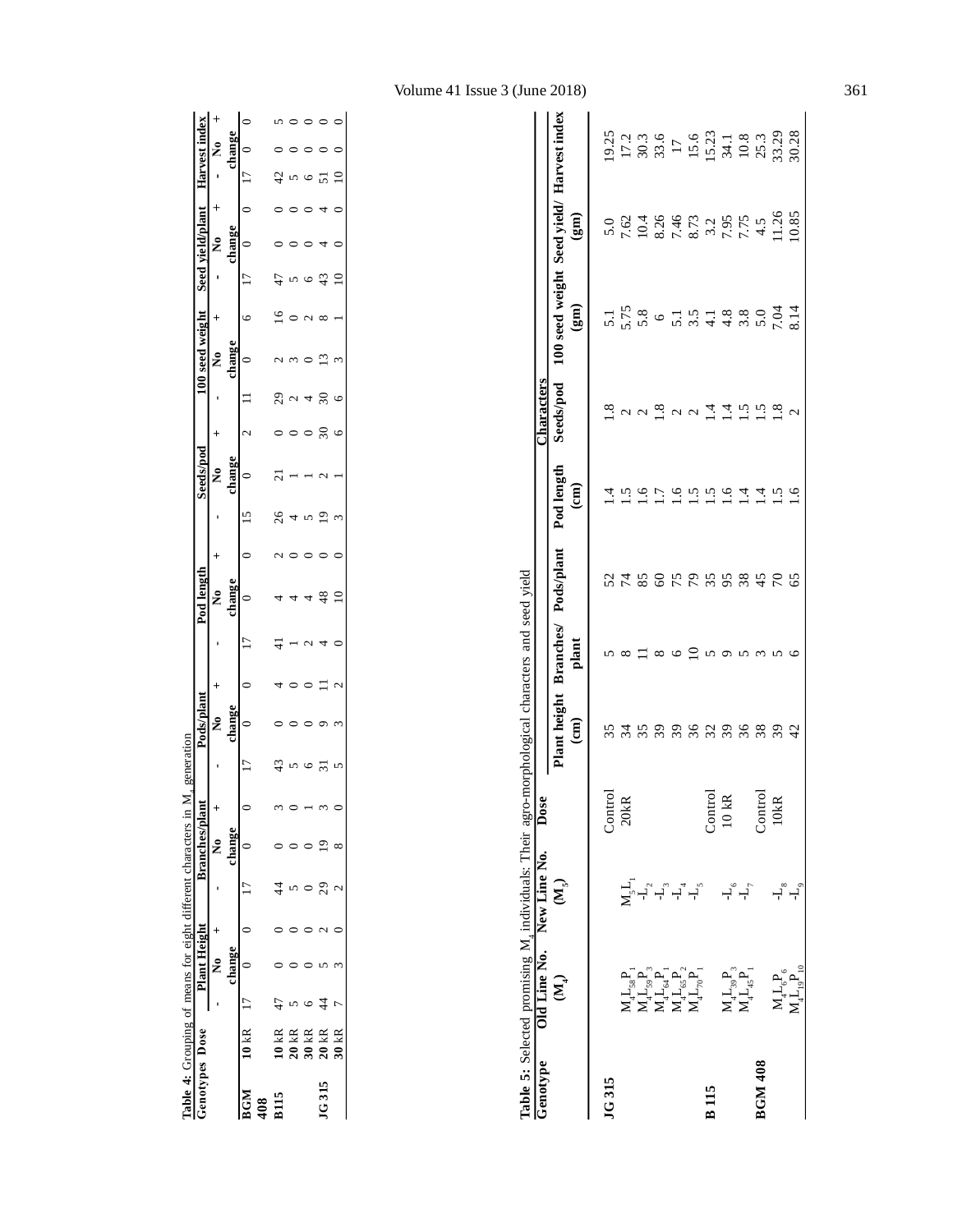**Table 4:** Grouping of means for eight different characters in $M_4$ generation

| Genotypes | Dose | Plant Height | | | Branches/plant | | | Pods/plant | | | Pod length | | | Seeds/pod | | | 100 seed weight | | | Seed yield/plant | | | Harvest index | | |
|---|---|---|---|---|---|---|---|---|---|---|---|---|---|---|---|---|---|---|---|---|---|---|---|---|---|
| | | - | No change | + | - | No change | + | - | No change | + | - | No change | + | - | No change | + | - | No change | + | - | No change | + | - | No change | + |
| **BGM 408** | **10** kR | 17 | 0 | 0 | 17 | 0 | 0 | 17 | 0 | 0 | 17 | 0 | 0 | 15 | 0 | 2 | 11 | 0 | 6 | 17 | 0 | 0 | 17 | 0 | 0 |
| **B115** | **10** kR | 47 | 0 | 0 | 44 | 0 | 3 | 43 | 0 | 4 | 41 | 4 | 2 | 26 | 21 | 0 | 29 | 2 | 16 | 47 | 0 | 0 | 42 | 0 | 5 |
| | **20** kR | 5 | 0 | 0 | 5 | 0 | 0 | 5 | 0 | 0 | 1 | 4 | 0 | 4 | 1 | 0 | 2 | 3 | 0 | 5 | 0 | 0 | 5 | 0 | 0 |
| | **30** kR | 6 | 0 | 0 | 0 | 0 | 1 | 6 | 0 | 0 | 2 | 4 | 0 | 5 | 1 | 0 | 4 | 0 | 2 | 6 | 0 | 0 | 6 | 0 | 0 |
| **JG 315** | **20** kR | 44 | 5 | 2 | 29 | 19 | 3 | 31 | 9 | 11 | 4 | 48 | 0 | 19 | 2 | 30 | 30 | 13 | 8 | 43 | 4 | 4 | 51 | 0 | 0 |
| | **30** kR | 7 | 3 | 0 | 2 | 8 | 0 | 5 | 3 | 2 | 0 | 10 | 0 | 3 | 1 | 6 | 6 | 3 | 1 | 10 | 0 | 0 | 10 | 0 | 0 |

**Table 5:** Selected promising $M_4$ individuals: Their agro-morphological characters and seed yield

| Genotype | Old Line No. ($M_4$) | New Line No. ($M_5$) | Dose | Plant height (cm) | Branches/ plant | Pods/plant | Pod length (cm) | Seeds/pod | 100 seed weight (gm) | Seed yield/ (gm) | Harvest index |
|---|---|---|---|---|---|---|---|---|---|---|---|
| **JG 315** | | | Control | 35 | 5 | 52 | 1.4 | 1.8 | 5.1 | 5.0 | 19.25 |
| | $M_4L_{58}P_1$ | $M_5L_1$ | 20kR | 34 | 8 | 74 | 1.5 | 2 | 5.75 | 7.62 | 17.2 |
| | $M_4L_{59}P_3$ | $-L_2$ | | 35 | 11 | 85 | 1.6 | 2 | 5.8 | 10.4 | 30.3 |
| | $M_4L_{64}P_1$ | $-L_3$ | | 39 | 8 | 60 | 1.7 | 1.8 | 6 | 8.26 | 33.6 |
| | $M_4L_{65}P_2$ | $-L_4$ | | 39 | 6 | 75 | 1.6 | 2 | 5.1 | 7.46 | 17 |
| | $M_4L_{70}P_1$ | $-L_5$ | | 36 | 10 | 79 | 1.5 | 2 | 3.5 | 8.73 | 15.6 |
| **B 115** | | | Control | 32 | 5 | 35 | 1.5 | 1.4 | 4.1 | 3.2 | 15.23 |
| | $M_4L_{39}P_3$ | $-L_6$ | 10 kR | 39 | 9 | 95 | 1.6 | 1.4 | 4.8 | 7.95 | 34.1 |
| | $M_4L_{45}P_1$ | $-L_7$ | | 36 | 5 | 38 | 1.4 | 1.5 | 3.8 | 7.75 | 10.8 |
| **BGM 408** | | | Control | 38 | 3 | 45 | 1.4 | 1.5 | 5.0 | 4.5 | 25.3 |
| | $M_4L_6P_6$ | $-L_8$ | 10kR | 39 | 5 | 70 | 1.5 | 1.8 | 7.04 | 11.26 | 33.29 |
| | $M_4L_{19}P_{10}$ | $-L_9$ | | 42 | 6 | 65 | 1.6 | 2 | 8.14 | 10.85 | 30.28 |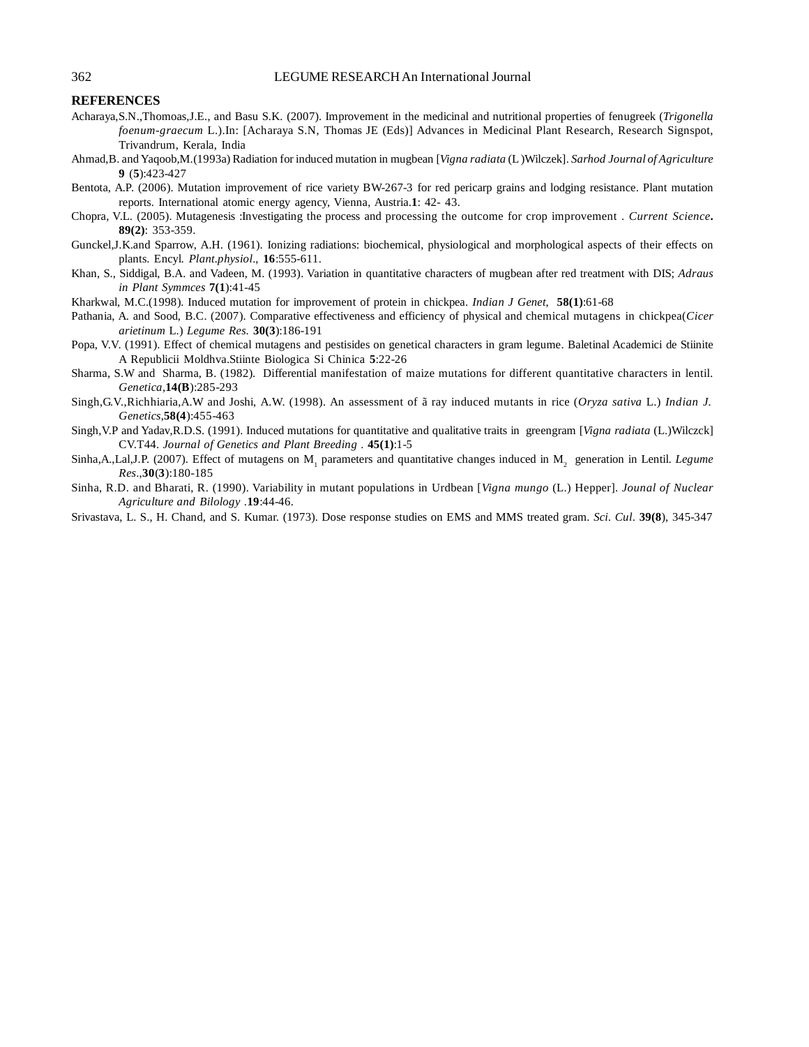## REFERENCES

Acharaya,S.N.,Thomoas,J.E., and Basu S.K. (2007). Improvement in the medicinal and nutritional properties of fenugreek (*Trigonella foenum-graecum* L.).In: [Acharaya S.N, Thomas JE (Eds)] Advances in Medicinal Plant Research, Research Signspot, Trivandrum, Kerala, India

Ahmad,B. and Yaqoob,M.(1993a) Radiation for induced mutation in mugbean [*Vigna radiata* (L )Wilczek]. *Sarhod Journal of Agriculture* **9** (**5**):423-427

Bentota, A.P. (2006). Mutation improvement of rice variety BW-267-3 for red pericarp grains and lodging resistance. Plant mutation reports. International atomic energy agency, Vienna, Austria.**1**: 42- 43.

Chopra, V.L. (2005). Mutagenesis :Investigating the process and processing the outcome for crop improvement . *Current Science***.** **89(2)**: 353-359.

Gunckel,J.K.and Sparrow, A.H. (1961). Ionizing radiations: biochemical, physiological and morphological aspects of their effects on plants. Encyl. *Plant.physiol*., **16**:555-611.

Khan, S., Siddigal, B.A. and Vadeen, M. (1993). Variation in quantitative characters of mugbean after red treatment with DIS; *Adraus in Plant Symmces* **7(1**):41-45

Kharkwal, M.C.(1998). Induced mutation for improvement of protein in chickpea. *Indian J Genet,* **58(1)**:61-68

Pathania, A. and Sood, B.C. (2007). Comparative effectiveness and efficiency of physical and chemical mutagens in chickpea(*Cicer arietinum* L.) *Legume Res.* **30(3**):186-191

Popa, V.V. (1991). Effect of chemical mutagens and pestisides on genetical characters in gram legume. Baletinal Academici de Stiinite A Republicii Moldhva.Stiinte Biologica Si Chinica **5**:22-26

Sharma, S.W and Sharma, B. (1982). Differential manifestation of maize mutations for different quantitative characters in lentil. *Genetica*,**14(B**):285-293

Singh,G.V.,Richhiaria,A.W and Joshi, A.W. (1998). An assessment of ã ray induced mutants in rice (*Oryza sativa* L.) *Indian J. Genetics*,**58(4**):455-463

Singh,V.P and Yadav,R.D.S. (1991). Induced mutations for quantitative and qualitative traits in greengram [*Vigna radiata* (L.)Wilczck] CV.T44. *Journal of Genetics and Plant Breeding* . **45(1)**:1-5

Sinha,A.,Lal,J.P. (2007). Effect of mutagens on $M_1$ parameters and quantitative changes induced in $M_2$ generation in Lentil. *Legume Res*.,**30**(**3**):180-185

Sinha, R.D. and Bharati, R. (1990). Variability in mutant populations in Urdbean [*Vigna mungo* (L.) Hepper]. *Jounal of Nuclear Agriculture and Bilology* .**19**:44-46.

Srivastava, L. S., H. Chand, and S. Kumar. (1973). Dose response studies on EMS and MMS treated gram. *Sci. Cul*. **39(8**), 345-347